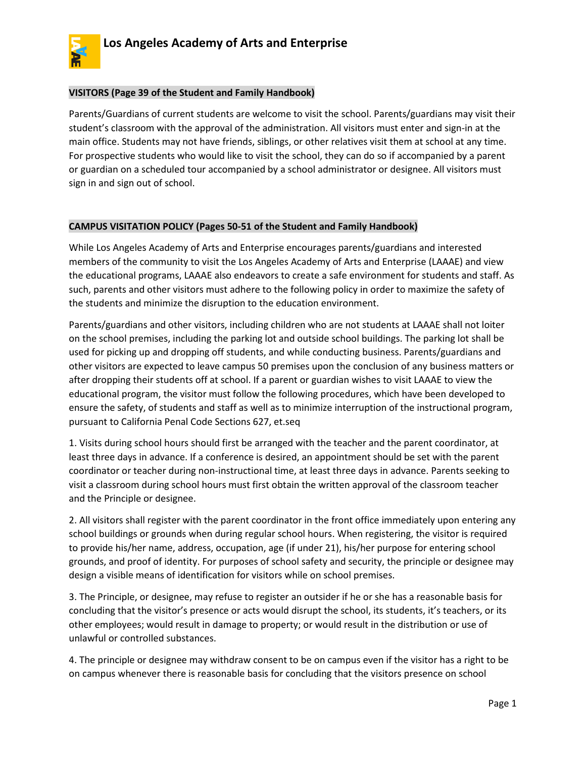# Los Angeles Academy of Arts and Enterprise

**VISITORS (Page 39 of the Student and Family Handbook)**

Parents/Guardians of current students are welcome to visit the school. Parents/guardians may visit their student's classroom with the approval of the administration. All visitors must enter and sign-in at the main office. Students may not have friends, siblings, or other relatives visit them at school at any time. For prospective students who would like to visit the school, they can do so if accompanied by a parent or guardian on a scheduled tour accompanied by a school administrator or designee. All visitors must sign in and sign out of school.

**CAMPUS VISITATION POLICY (Pages 50-51 of the Student and Family Handbook)**

While Los Angeles Academy of Arts and Enterprise encourages parents/guardians and interested members of the community to visit the Los Angeles Academy of Arts and Enterprise (LAAAE) and view the educational programs, LAAAE also endeavors to create a safe environment for students and staff. As such, parents and other visitors must adhere to the following policy in order to maximize the safety of the students and minimize the disruption to the education environment.

Parents/guardians and other visitors, including children who are not students at LAAAE shall not loiter on the school premises, including the parking lot and outside school buildings. The parking lot shall be used for picking up and dropping off students, and while conducting business. Parents/guardians and other visitors are expected to leave campus 50 premises upon the conclusion of any business matters or after dropping their students off at school. If a parent or guardian wishes to visit LAAAE to view the educational program, the visitor must follow the following procedures, which have been developed to ensure the safety, of students and staff as well as to minimize interruption of the instructional program, pursuant to California Penal Code Sections 627, et.seq

1. Visits during school hours should first be arranged with the teacher and the parent coordinator, at least three days in advance. If a conference is desired, an appointment should be set with the parent coordinator or teacher during non-instructional time, at least three days in advance. Parents seeking to visit a classroom during school hours must first obtain the written approval of the classroom teacher and the Principle or designee.

2. All visitors shall register with the parent coordinator in the front office immediately upon entering any school buildings or grounds when during regular school hours. When registering, the visitor is required to provide his/her name, address, occupation, age (if under 21), his/her purpose for entering school grounds, and proof of identity. For purposes of school safety and security, the principle or designee may design a visible means of identification for visitors while on school premises.

3. The Principle, or designee, may refuse to register an outsider if he or she has a reasonable basis for concluding that the visitor's presence or acts would disrupt the school, its students, it's teachers, or its other employees; would result in damage to property; or would result in the distribution or use of unlawful or controlled substances.

4. The principle or designee may withdraw consent to be on campus even if the visitor has a right to be on campus whenever there is reasonable basis for concluding that the visitors presence on school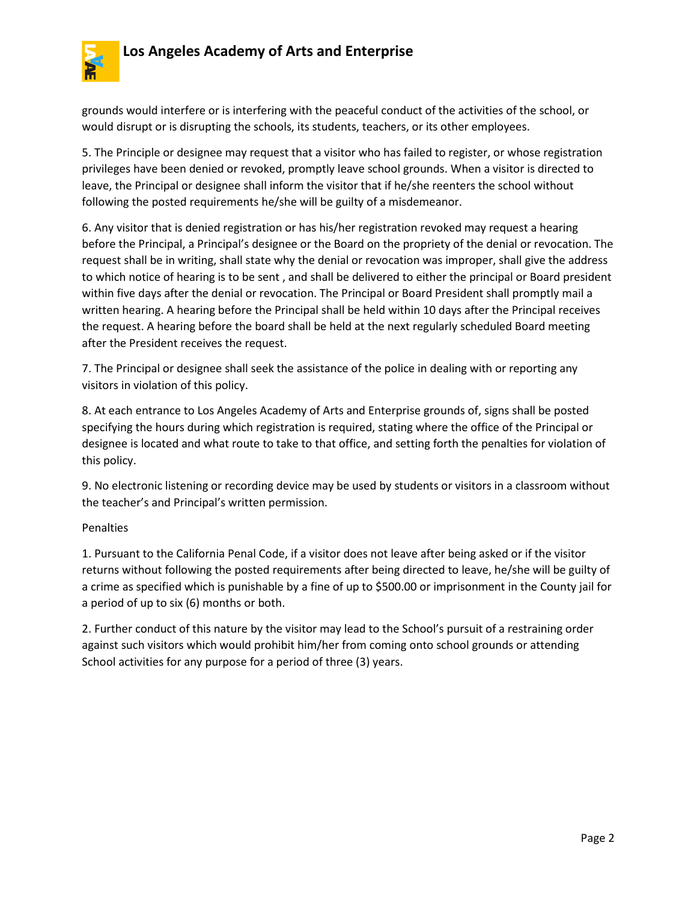grounds would interfere or is interfering with the peaceful conduct of the activities of the school, or would disrupt or is disrupting the schools, its students, teachers, or its other employees.

5. The Principle or designee may request that a visitor who has failed to register, or whose registration privileges have been denied or revoked, promptly leave school grounds. When a visitor is directed to leave, the Principal or designee shall inform the visitor that if he/she reenters the school without following the posted requirements he/she will be guilty of a misdemeanor.

6. Any visitor that is denied registration or has his/her registration revoked may request a hearing before the Principal, a Principal's designee or the Board on the propriety of the denial or revocation. The request shall be in writing, shall state why the denial or revocation was improper, shall give the address to which notice of hearing is to be sent , and shall be delivered to either the principal or Board president within five days after the denial or revocation. The Principal or Board President shall promptly mail a written hearing. A hearing before the Principal shall be held within 10 days after the Principal receives the request. A hearing before the board shall be held at the next regularly scheduled Board meeting after the President receives the request.

7. The Principal or designee shall seek the assistance of the police in dealing with or reporting any visitors in violation of this policy.

8. At each entrance to Los Angeles Academy of Arts and Enterprise grounds of, signs shall be posted specifying the hours during which registration is required, stating where the office of the Principal or designee is located and what route to take to that office, and setting forth the penalties for violation of this policy.

9. No electronic listening or recording device may be used by students or visitors in a classroom without the teacher's and Principal's written permission.

Penalties

1. Pursuant to the California Penal Code, if a visitor does not leave after being asked or if the visitor returns without following the posted requirements after being directed to leave, he/she will be guilty of a crime as specified which is punishable by a fine of up to $500.00 or imprisonment in the County jail for a period of up to six (6) months or both.

2. Further conduct of this nature by the visitor may lead to the School's pursuit of a restraining order against such visitors which would prohibit him/her from coming onto school grounds or attending School activities for any purpose for a period of three (3) years.